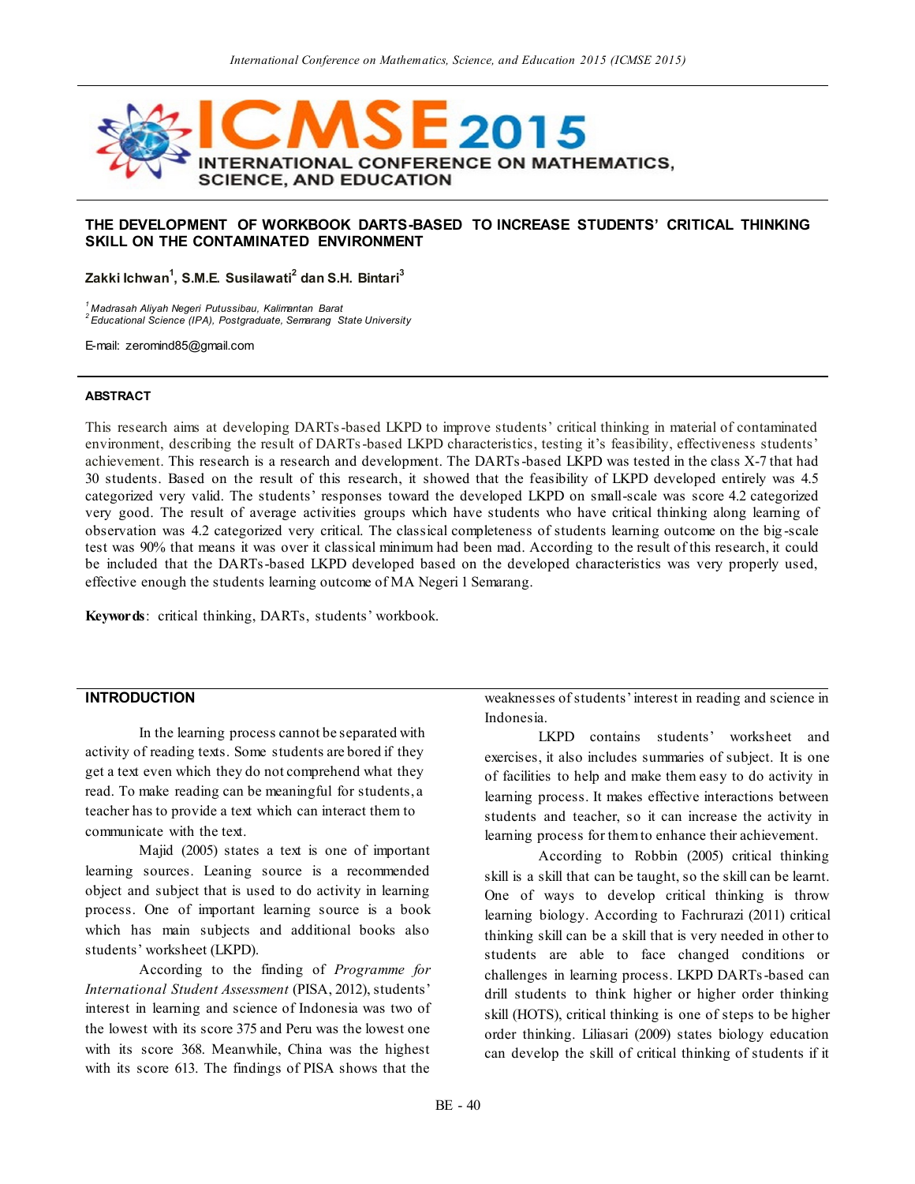# THE DEVELOPMENT OF WORKBOOK DARTS-BASED TO INCREASE STUDENTS' CRITICAL THINKING SKILL ON THE CONTAMINATED ENVIRONMENT

**Zakki Ichwan[1], S.M.E. Susilawati[2] dan S.H. Bintari[3]**

[1] *Madrasah Aliyah Negeri Putussibau, Kalimantan Barat*
[2] *Educational Science (IPA), Postgraduate, Semarang State University*

E-mail: zeromind85@gmail.com

## ABSTRACT

This research aims at developing DARTs-based LKPD to improve students' critical thinking in material of contaminated environment, describing the result of DARTs-based LKPD characteristics, testing it's feasibility, effectiveness students' achievement. This research is a research and development. The DARTs-based LKPD was tested in the class X-7 that had 30 students. Based on the result of this research, it showed that the feasibility of LKPD developed entirely was 4.5 categorized very valid. The students' responses toward the developed LKPD on small-scale was score 4.2 categorized very good. The result of average activities groups which have students who have critical thinking along learning of observation was 4.2 categorized very critical. The classical completeness of students learning outcome on the big-scale test was 90% that means it was over it classical minimum had been mad. According to the result of this research, it could be included that the DARTs-based LKPD developed based on the developed characteristics was very properly used, effective enough the students learning outcome of MA Negeri 1 Semarang.

**Keywords**: critical thinking, DARTs, students' workbook.

## INTRODUCTION

In the learning process cannot be separated with activity of reading texts. Some students are bored if they get a text even which they do not comprehend what they read. To make reading can be meaningful for students, a teacher has to provide a text which can interact them to communicate with the text.

Majid (2005) states a text is one of important learning sources. Leaning source is a recommended object and subject that is used to do activity in learning process. One of important learning source is a book which has main subjects and additional books also students' worksheet (LKPD).

According to the finding of *Programme for International Student Assessment* (PISA, 2012), students' interest in learning and science of Indonesia was two of the lowest with its score 375 and Peru was the lowest one with its score 368. Meanwhile, China was the highest with its score 613. The findings of PISA shows that the weaknesses of students' interest in reading and science in Indonesia.

LKPD contains students' worksheet and exercises, it also includes summaries of subject. It is one of facilities to help and make them easy to do activity in learning process. It makes effective interactions between students and teacher, so it can increase the activity in learning process for them to enhance their achievement.

According to Robbin (2005) critical thinking skill is a skill that can be taught, so the skill can be learnt. One of ways to develop critical thinking is throw learning biology. According to Fachrurazi (2011) critical thinking skill can be a skill that is very needed in other to students are able to face changed conditions or challenges in learning process. LKPD DARTs-based can drill students to think higher or higher order thinking skill (HOTS), critical thinking is one of steps to be higher order thinking. Liliasari (2009) states biology education can develop the skill of critical thinking of students if it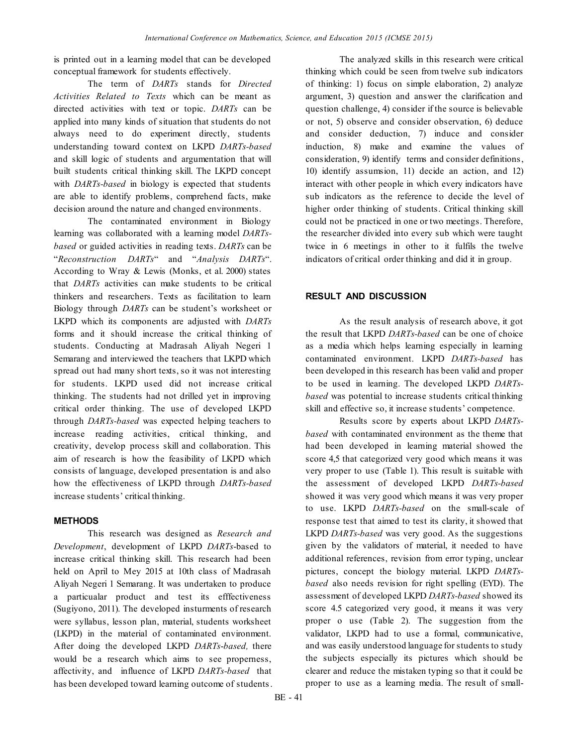is printed out in a learning model that can be developed conceptual framework for students effectively.

The term of *DARTs* stands for *Directed Activities Related to Texts* which can be meant as directed activities with text or topic. *DARTs* can be applied into many kinds of situation that students do not always need to do experiment directly, students understanding toward context on LKPD *DARTs-based* and skill logic of students and argumentation that will built students critical thinking skill. The LKPD concept with *DARTs-based* in biology is expected that students are able to identify problems, comprehend facts, make decision around the nature and changed environments.

The contaminated environment in Biology learning was collaborated with a learning model *DARTs-based* or guided activities in reading texts. *DARTs* can be "*Reconstruction DARTs*" and "*Analysis DARTs*". According to Wray & Lewis (Monks, et al. 2000) states that *DARTs* activities can make students to be critical thinkers and researchers. Texts as facilitation to learn Biology through *DARTs* can be student's worksheet or LKPD which its components are adjusted with *DARTs* forms and it should increase the critical thinking of students. Conducting at Madrasah Aliyah Negeri 1 Semarang and interviewed the teachers that LKPD which spread out had many short texts, so it was not interesting for students. LKPD used did not increase critical thinking. The students had not drilled yet in improving critical order thinking. The use of developed LKPD through *DARTs-based* was expected helping teachers to increase reading activities, critical thinking, and creativity, develop process skill and collaboration. This aim of research is how the feasibility of LKPD which consists of language, developed presentation is and also how the effectiveness of LKPD through *DARTs-based* increase students' critical thinking.

## METHODS

This research was designed as *Research and Development*, development of LKPD *DARTs*-based to increase critical thinking skill. This research had been held on April to Mey 2015 at 10th class of Madrasah Aliyah Negeri 1 Semarang. It was undertaken to produce a particualar product and test its efffectiveness (Sugiyono, 2011). The developed insturments of research were syllabus, lesson plan, material, students worksheet (LKPD) in the material of contaminated environment. After doing the developed LKPD *DARTs-based,* there would be a research which aims to see properness, affectivity, and influence of LKPD *DARTs-based* that has been developed toward learning outcome of students.

The analyzed skills in this research were critical thinking which could be seen from twelve sub indicators of thinking: 1) focus on simple elaboration, 2) analyze argument, 3) question and answer the clarification and question challenge, 4) consider if the source is believable or not, 5) observe and consider observation, 6) deduce and consider deduction, 7) induce and consider induction, 8) make and examine the values of consideration, 9) identify terms and consider definitions, 10) identify assumsion, 11) decide an action, and 12) interact with other people in which every indicators have sub indicators as the reference to decide the level of higher order thinking of students. Critical thinking skill could not be practiced in one or two meetings. Therefore, the researcher divided into every sub which were taught twice in 6 meetings in other to it fulfils the twelve indicators of critical order thinking and did it in group.

## RESULT AND DISCUSSION

As the result analysis of research above, it got the result that LKPD *DARTs-based* can be one of choice as a media which helps learning especially in learning contaminated environment. LKPD *DARTs-based* has been developed in this research has been valid and proper to be used in learning. The developed LKPD *DARTs-based* was potential to increase students critical thinking skill and effective so, it increase students' competence.

Results score by experts about LKPD *DARTs-based* with contaminated environment as the theme that had been developed in learning material showed the score 4,5 that categorized very good which means it was very proper to use (Table 1). This result is suitable with the assessment of developed LKPD *DARTs-based* showed it was very good which means it was very proper to use. LKPD *DARTs-based* on the small-scale of response test that aimed to test its clarity, it showed that LKPD *DARTs-based* was very good. As the suggestions given by the validators of material, it needed to have additional references, revision from error typing, unclear pictures, concept the biology material. LKPD *DARTs-based* also needs revision for right spelling (EYD). The assessment of developed LKPD *DARTs-based* showed its score 4.5 categorized very good, it means it was very proper o use (Table 2). The suggestion from the validator, LKPD had to use a formal, communicative, and was easily understood language for students to study the subjects especially its pictures which should be clearer and reduce the mistaken typing so that it could be proper to use as a learning media. The result of small-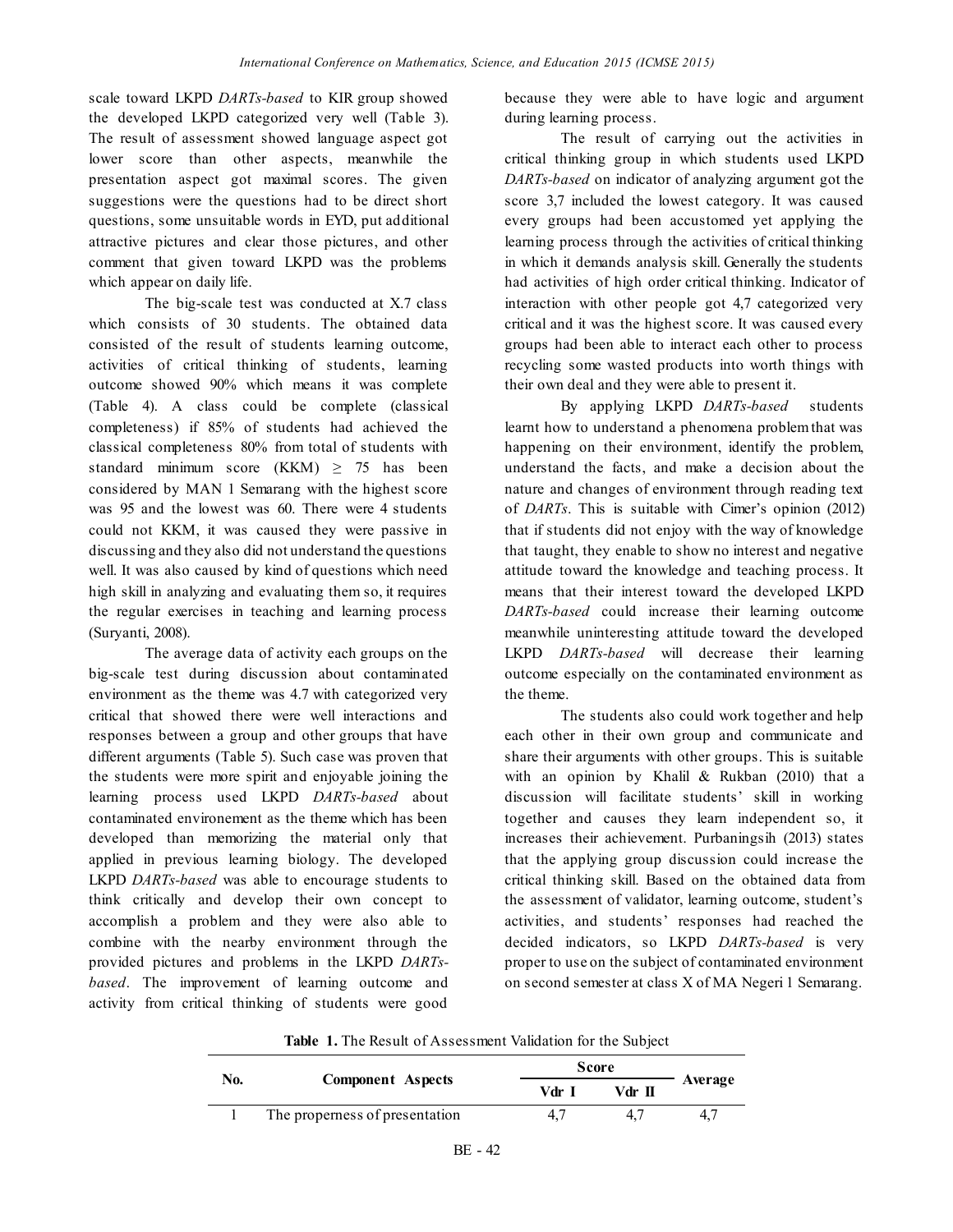scale toward LKPD *DARTs-based* to KIR group showed the developed LKPD categorized very well (Table 3). The result of assessment showed language aspect got lower score than other aspects, meanwhile the presentation aspect got maximal scores. The given suggestions were the questions had to be direct short questions, some unsuitable words in EYD, put additional attractive pictures and clear those pictures, and other comment that given toward LKPD was the problems which appear on daily life.

The big-scale test was conducted at X.7 class which consists of 30 students. The obtained data consisted of the result of students learning outcome, activities of critical thinking of students, learning outcome showed 90% which means it was complete (Table 4). A class could be complete (classical completeness) if 85% of students had achieved the classical completeness 80% from total of students with standard minimum score (KKM) $\geq$ 75 has been considered by MAN 1 Semarang with the highest score was 95 and the lowest was 60. There were 4 students could not KKM, it was caused they were passive in discussing and they also did not understand the questions well. It was also caused by kind of questions which need high skill in analyzing and evaluating them so, it requires the regular exercises in teaching and learning process (Suryanti, 2008).

The average data of activity each groups on the big-scale test during discussion about contaminated environment as the theme was 4.7 with categorized very critical that showed there were well interactions and responses between a group and other groups that have different arguments (Table 5). Such case was proven that the students were more spirit and enjoyable joining the learning process used LKPD *DARTs-based* about contaminated environement as the theme which has been developed than memorizing the material only that applied in previous learning biology. The developed LKPD *DARTs-based* was able to encourage students to think critically and develop their own concept to accomplish a problem and they were also able to combine with the nearby environment through the provided pictures and problems in the LKPD *DARTs-based*. The improvement of learning outcome and activity from critical thinking of students were good because they were able to have logic and argument during learning process.

The result of carrying out the activities in critical thinking group in which students used LKPD *DARTs-based* on indicator of analyzing argument got the score 3,7 included the lowest category. It was caused every groups had been accustomed yet applying the learning process through the activities of critical thinking in which it demands analysis skill. Generally the students had activities of high order critical thinking. Indicator of interaction with other people got 4,7 categorized very critical and it was the highest score. It was caused every groups had been able to interact each other to process recycling some wasted products into worth things with their own deal and they were able to present it.

By applying LKPD *DARTs-based* students learnt how to understand a phenomena problem that was happening on their environment, identify the problem, understand the facts, and make a decision about the nature and changes of environment through reading text of *DARTs*. This is suitable with Cimer's opinion (2012) that if students did not enjoy with the way of knowledge that taught, they enable to show no interest and negative attitude toward the knowledge and teaching process. It means that their interest toward the developed LKPD *DARTs-based* could increase their learning outcome meanwhile uninteresting attitude toward the developed LKPD *DARTs-based* will decrease their learning outcome especially on the contaminated environment as the theme.

The students also could work together and help each other in their own group and communicate and share their arguments with other groups. This is suitable with an opinion by Khalil & Rukban (2010) that a discussion will facilitate students' skill in working together and causes they learn independent so, it increases their achievement. Purbaningsih (2013) states that the applying group discussion could increase the critical thinking skill. Based on the obtained data from the assessment of validator, learning outcome, student's activities, and students' responses had reached the decided indicators, so LKPD *DARTs-based* is very proper to use on the subject of contaminated environment on second semester at class X of MA Negeri 1 Semarang.

**Table 1.** The Result of Assessment Validation for the Subject

| No. | Component Aspects | Score | | Average |
|---|---|---|---|---|
| | | Vdr I | Vdr II | |
| 1 | The properness of presentation | 4,7 | 4,7 | 4,7 |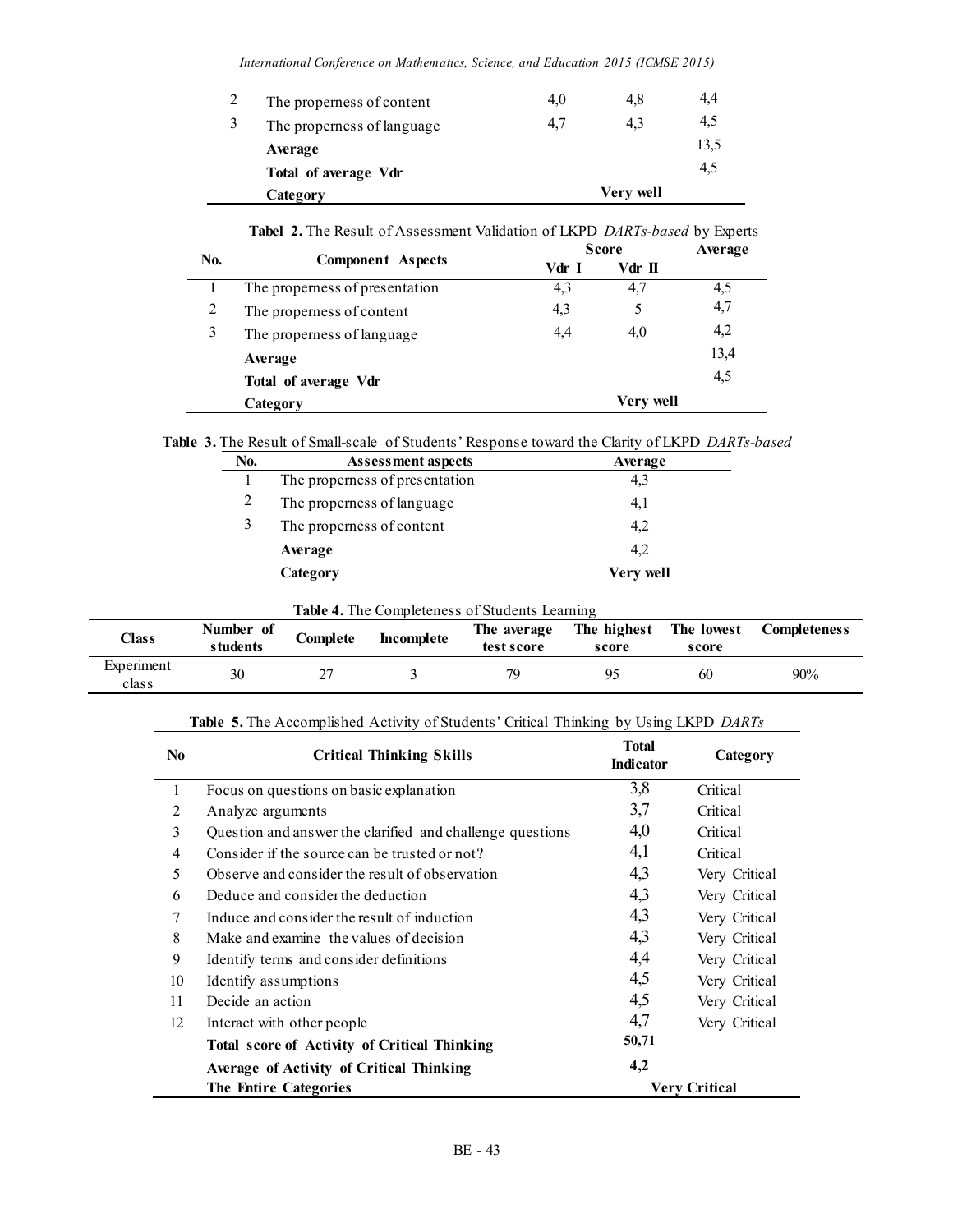| No. | Component Aspects | Vdr I | Vdr II | Average |
|---|---|---|---|---|
| 2 | The properness of content | 4,0 | 4,8 | 4,4 |
| 3 | The properness of language | 4,7 | 4,3 | 4,5 |
| | **Average** | | | 13,5 |
| | **Total of average Vdr** | | | 4,5 |
| | **Category** | | **Very well** | |

**Tabel 2.** The Result of Assessment Validation of LKPD *DARTs-based* by Experts

| No. | Component Aspects | Score | | Average |
|---|---|---|---|---|
| | | Vdr I | Vdr II | |
| 1 | The properness of presentation | 4,3 | 4,7 | 4,5 |
| 2 | The properness of content | 4,3 | 5 | 4,7 |
| 3 | The properness of language | 4,4 | 4,0 | 4,2 |
| | **Average** | | | 13,4 |
| | **Total of average Vdr** | | | 4,5 |
| | **Category** | | **Very well** | |

**Table 3.** The Result of Small-scale of Students' Response toward the Clarity of LKPD *DARTs-based*

| No. | Assessment aspects | Average |
|---|---|---|
| 1 | The properness of presentation | 4,3 |
| 2 | The properness of language | 4,1 |
| 3 | The properness of content | 4,2 |
| | **Average** | 4,2 |
| | **Category** | **Very well** |

**Table 4.** The Completeness of Students Learning

| Class | Number of students | Complete | Incomplete | The average test score | The highest score | The lowest score | Completeness |
|---|---|---|---|---|---|---|---|
| Experiment class | 30 | 27 | 3 | 79 | 95 | 60 | 90% |

**Table 5.** The Accomplished Activity of Students' Critical Thinking by Using LKPD *DARTs*

| No | Critical Thinking Skills | Total Indicator | Category |
|---|---|---|---|
| 1 | Focus on questions on basic explanation | 3,8 | Critical |
| 2 | Analyze arguments | 3,7 | Critical |
| 3 | Question and answer the clarified and challenge questions | 4,0 | Critical |
| 4 | Consider if the source can be trusted or not? | 4,1 | Critical |
| 5 | Observe and consider the result of observation | 4,3 | Very Critical |
| 6 | Deduce and consider the deduction | 4,3 | Very Critical |
| 7 | Induce and consider the result of induction | 4,3 | Very Critical |
| 8 | Make and examine the values of decision | 4,3 | Very Critical |
| 9 | Identify terms and consider definitions | 4,4 | Very Critical |
| 10 | Identify assumptions | 4,5 | Very Critical |
| 11 | Decide an action | 4,5 | Very Critical |
| 12 | Interact with other people | 4,7 | Very Critical |
| | **Total score of Activity of Critical Thinking** | **50,71** | |
| | **Average of Activity of Critical Thinking** | **4,2** | |
| | **The Entire Categories** | | **Very Critical** |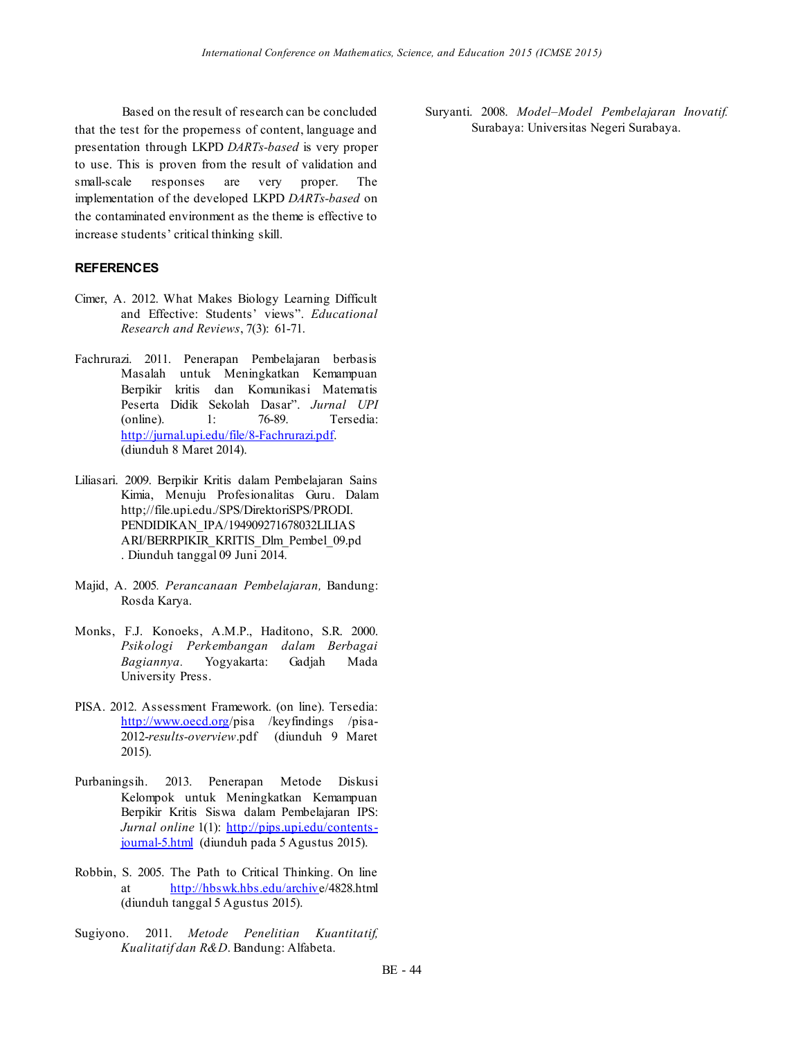Based on the result of research can be concluded that the test for the properness of content, language and presentation through LKPD *DARTs-based* is very proper to use. This is proven from the result of validation and small-scale responses are very proper. The implementation of the developed LKPD *DARTs-based* on the contaminated environment as the theme is effective to increase students' critical thinking skill.

## REFERENCES

Cimer, A. 2012. What Makes Biology Learning Difficult and Effective: Students' views". *Educational Research and Reviews*, 7(3): 61-71.

Fachrurazi. 2011. Penerapan Pembelajaran berbasis Masalah untuk Meningkatkan Kemampuan Berpikir kritis dan Komunikasi Matematis Peserta Didik Sekolah Dasar". *Jurnal UPI* (online). 1: 76-89. Tersedia: http://jurnal.upi.edu/file/8-Fachrurazi.pdf. (diunduh 8 Maret 2014).

Liliasari. 2009. Berpikir Kritis dalam Pembelajaran Sains Kimia, Menuju Profesionalitas Guru. Dalam http;//file.upi.edu./SPS/DirektoriSPS/PRODI. PENDIDIKAN_IPA/194909271678032LILIASARI/BERRPIKIR_KRITIS_Dlm_Pembel_09.pd . Diunduh tanggal 09 Juni 2014.

Majid, A. 2005. *Perancanaan Pembelajaran,* Bandung: Rosda Karya.

Monks, F.J. Konoeks, A.M.P., Haditono, S.R. 2000. *Psikologi Perkembangan dalam Berbagai Bagiannya.* Yogyakarta: Gadjah Mada University Press.

PISA. 2012. Assessment Framework. (on line). Tersedia: http://www.oecd.org/pisa /keyfindings /pisa-2012-*results-overview*.pdf (diunduh 9 Maret 2015).

Purbaningsih. 2013. Penerapan Metode Diskusi Kelompok untuk Meningkatkan Kemampuan Berpikir Kritis Siswa dalam Pembelajaran IPS: *Jurnal online* 1(1): http://pips.upi.edu/contents-journal-5.html (diunduh pada 5 Agustus 2015).

Robbin, S. 2005. The Path to Critical Thinking. On line at http://hbswk.hbs.edu/archive/4828.html (diunduh tanggal 5 Agustus 2015).

Sugiyono. 2011. *Metode Penelitian Kuantitatif, Kualitatif dan R&D*. Bandung: Alfabeta.

Suryanti. 2008. *Model–Model Pembelajaran Inovatif.* Surabaya: Universitas Negeri Surabaya.